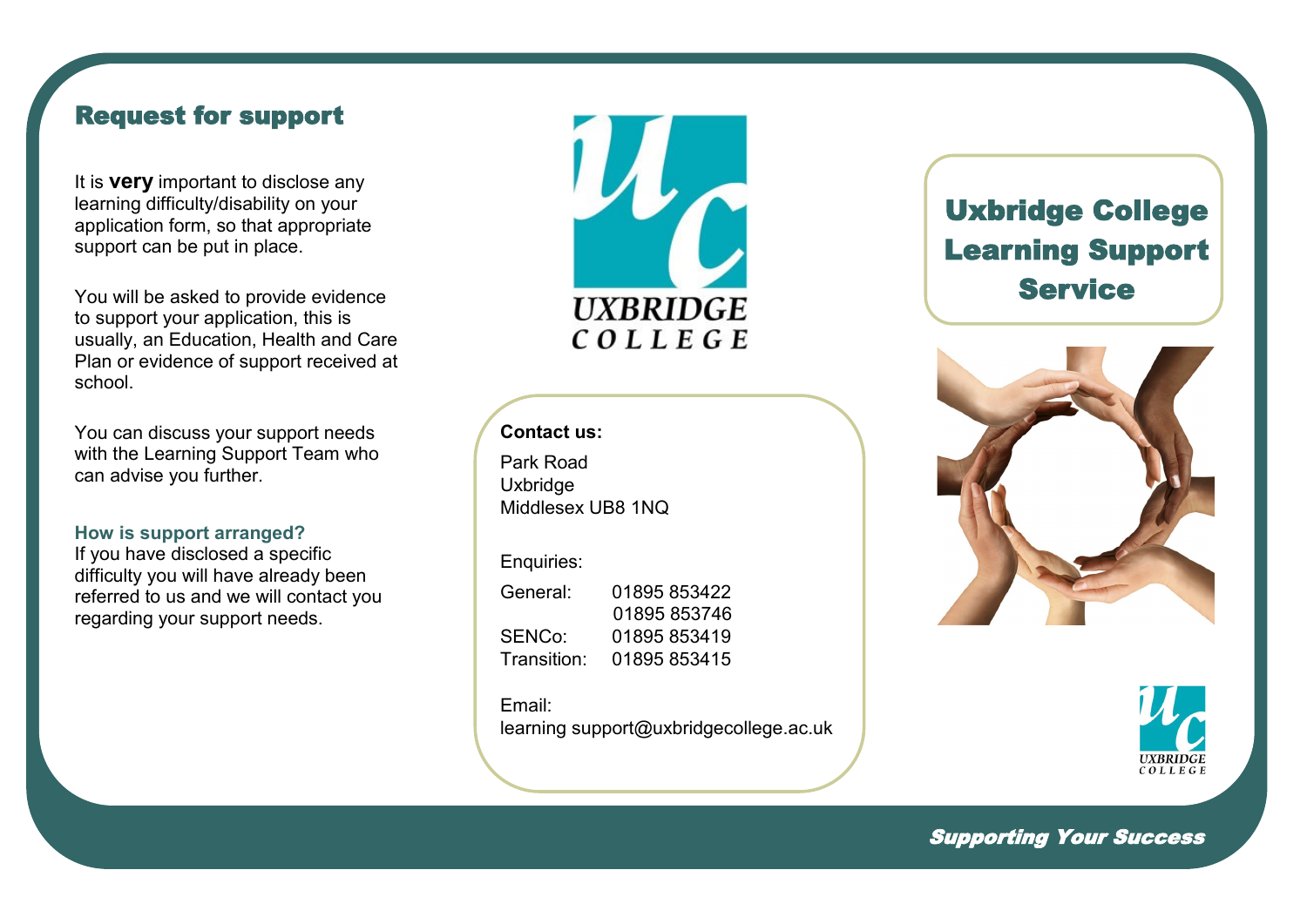## Request for support

It is **very** important to disclose any learning difficulty/disability on your application form, so that appropriate support can be put in place.

You will be asked to provide evidence to support your application, this is usually, an Education, Health and Care Plan or evidence of support received at school.

You can discuss your support needs with the Learning Support Team who can advise you further.

### How is support arranged?

If you have disclosed a specific difficulty you will have already been referred to us and we will contact you regarding your support needs.

UXBRIDGE COLLEGE

**Contact us:**

Park Road
Uxbridge
Middlesex UB8 1NQ

Enquiries:

| | |
|---|---|
| General: | 01895 853422 |
| | 01895 853746 |
| SENCo: | 01895 853419 |
| Transition: | 01895 853415 |

Email:
learning support@uxbridgecollege.ac.uk

# Uxbridge College Learning Support Service

UXBRIDGE COLLEGE

***Supporting Your Success***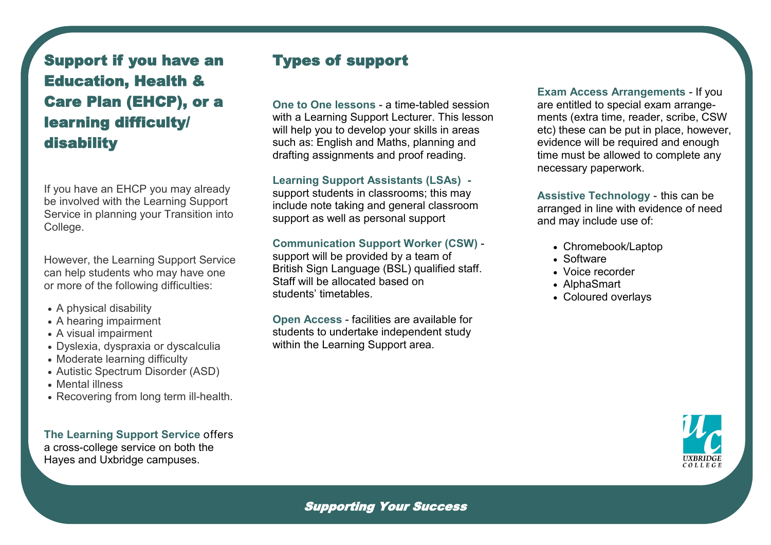## Support if you have an Education, Health & Care Plan (EHCP), or a learning difficulty/ disability

If you have an EHCP you may already be involved with the Learning Support Service in planning your Transition into College.

However, the Learning Support Service can help students who may have one or more of the following difficulties:

- A physical disability
- A hearing impairment
- A visual impairment
- Dyslexia, dyspraxia or dyscalculia
- Moderate learning difficulty
- Autistic Spectrum Disorder (ASD)
- Mental illness
- Recovering from long term ill-health.

**The Learning Support Service** offers a cross-college service on both the Hayes and Uxbridge campuses.

## Types of support

**One to One lessons** - a time-tabled session with a Learning Support Lecturer. This lesson will help you to develop your skills in areas such as: English and Maths, planning and drafting assignments and proof reading.

**Learning Support Assistants (LSAs)** - support students in classrooms; this may include note taking and general classroom support as well as personal support

**Communication Support Worker (CSW)** - support will be provided by a team of British Sign Language (BSL) qualified staff. Staff will be allocated based on students' timetables.

**Open Access** - facilities are available for students to undertake independent study within the Learning Support area.

**Exam Access Arrangements** - If you are entitled to special exam arrangements (extra time, reader, scribe, CSW etc) these can be put in place, however, evidence will be required and enough time must be allowed to complete any necessary paperwork.

**Assistive Technology** - this can be arranged in line with evidence of need and may include use of:

- Chromebook/Laptop
- Software
- Voice recorder
- AlphaSmart
- Coloured overlays

UXBRIDGE COLLEGE

*Supporting Your Success*